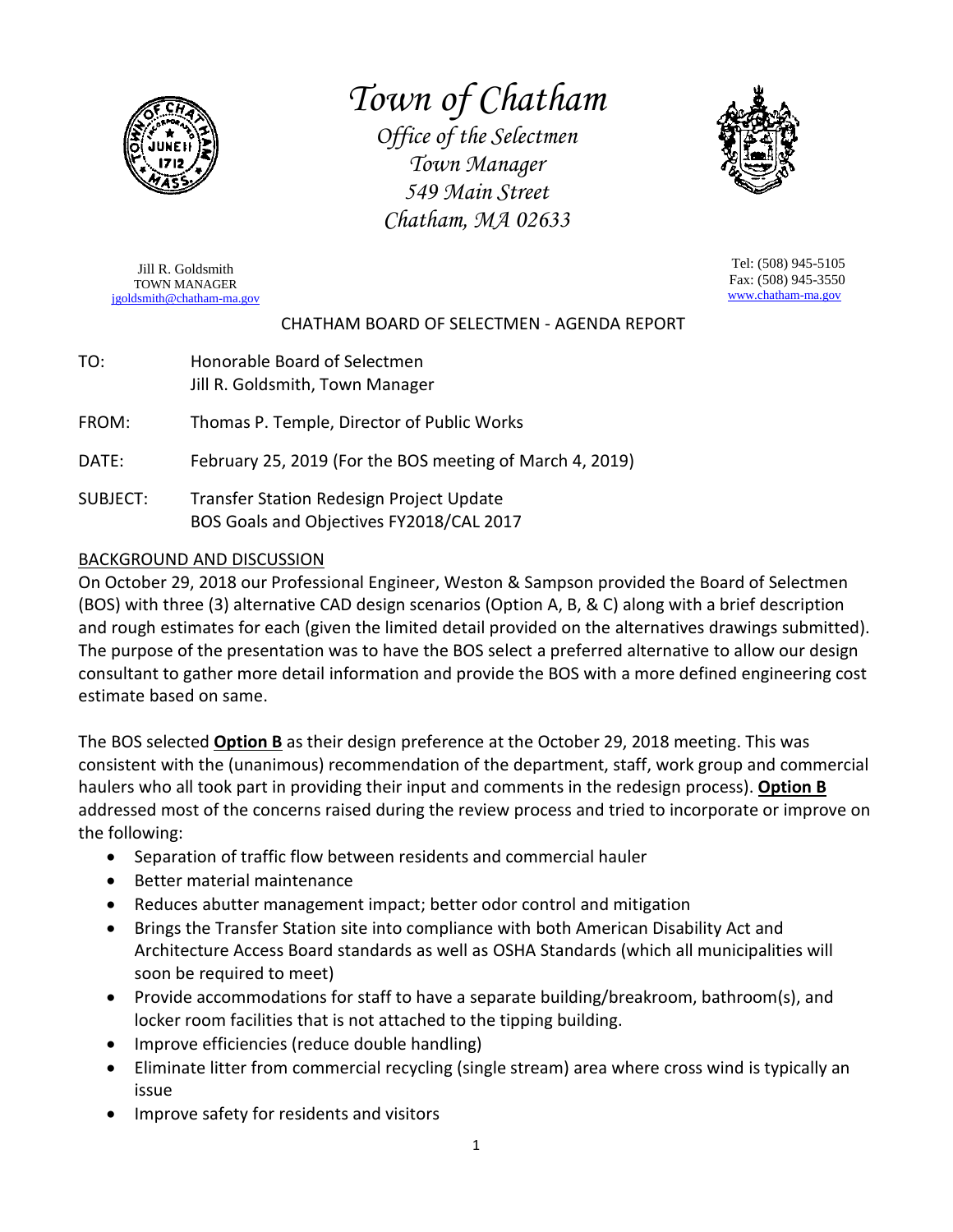# Town of Chatham

*Office of the Selectmen*
*Town Manager*
*549 Main Street*
*Chatham, MA 02633*

Jill R. Goldsmith
TOWN MANAGER
jgoldsmith@chatham-ma.gov

Tel: (508) 945-5105
Fax: (508) 945-3550
www.chatham-ma.gov

## CHATHAM BOARD OF SELECTMEN - AGENDA REPORT

TO: Honorable Board of Selectmen
Jill R. Goldsmith, Town Manager

FROM: Thomas P. Temple, Director of Public Works

DATE: February 25, 2019 (For the BOS meeting of March 4, 2019)

SUBJECT: Transfer Station Redesign Project Update
BOS Goals and Objectives FY2018/CAL 2017

### BACKGROUND AND DISCUSSION

On October 29, 2018 our Professional Engineer, Weston & Sampson provided the Board of Selectmen (BOS) with three (3) alternative CAD design scenarios (Option A, B, & C) along with a brief description and rough estimates for each (given the limited detail provided on the alternatives drawings submitted). The purpose of the presentation was to have the BOS select a preferred alternative to allow our design consultant to gather more detail information and provide the BOS with a more defined engineering cost estimate based on same.

The BOS selected **Option B** as their design preference at the October 29, 2018 meeting. This was consistent with the (unanimous) recommendation of the department, staff, work group and commercial haulers who all took part in providing their input and comments in the redesign process). **Option B** addressed most of the concerns raised during the review process and tried to incorporate or improve on the following:

- Separation of traffic flow between residents and commercial hauler
- Better material maintenance
- Reduces abutter management impact; better odor control and mitigation
- Brings the Transfer Station site into compliance with both American Disability Act and Architecture Access Board standards as well as OSHA Standards (which all municipalities will soon be required to meet)
- Provide accommodations for staff to have a separate building/breakroom, bathroom(s), and locker room facilities that is not attached to the tipping building.
- Improve efficiencies (reduce double handling)
- Eliminate litter from commercial recycling (single stream) area where cross wind is typically an issue
- Improve safety for residents and visitors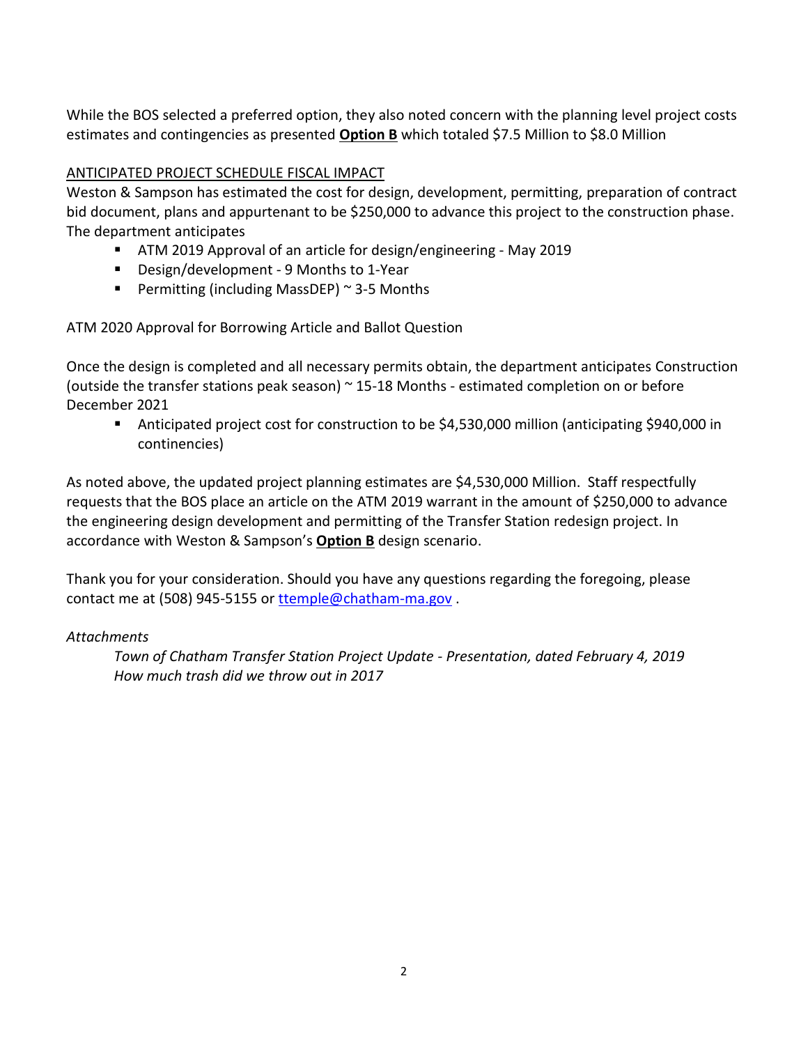While the BOS selected a preferred option, they also noted concern with the planning level project costs estimates and contingencies as presented **Option B** which totaled \$7.5 Million to \$8.0 Million

ANTICIPATED PROJECT SCHEDULE FISCAL IMPACT

Weston & Sampson has estimated the cost for design, development, permitting, preparation of contract bid document, plans and appurtenant to be \$250,000 to advance this project to the construction phase. The department anticipates

- ATM 2019 Approval of an article for design/engineering - May 2019
- Design/development - 9 Months to 1-Year
- Permitting (including MassDEP) ~ 3-5 Months

ATM 2020 Approval for Borrowing Article and Ballot Question

Once the design is completed and all necessary permits obtain, the department anticipates Construction (outside the transfer stations peak season) ~ 15-18 Months - estimated completion on or before December 2021

- Anticipated project cost for construction to be \$4,530,000 million (anticipating \$940,000 in continencies)

As noted above, the updated project planning estimates are \$4,530,000 Million. Staff respectfully requests that the BOS place an article on the ATM 2019 warrant in the amount of \$250,000 to advance the engineering design development and permitting of the Transfer Station redesign project. In accordance with Weston & Sampson's **Option B** design scenario.

Thank you for your consideration. Should you have any questions regarding the foregoing, please contact me at (508) 945-5155 or ttemple@chatham-ma.gov .

*Attachments*

*Town of Chatham Transfer Station Project Update - Presentation, dated February 4, 2019*
*How much trash did we throw out in 2017*